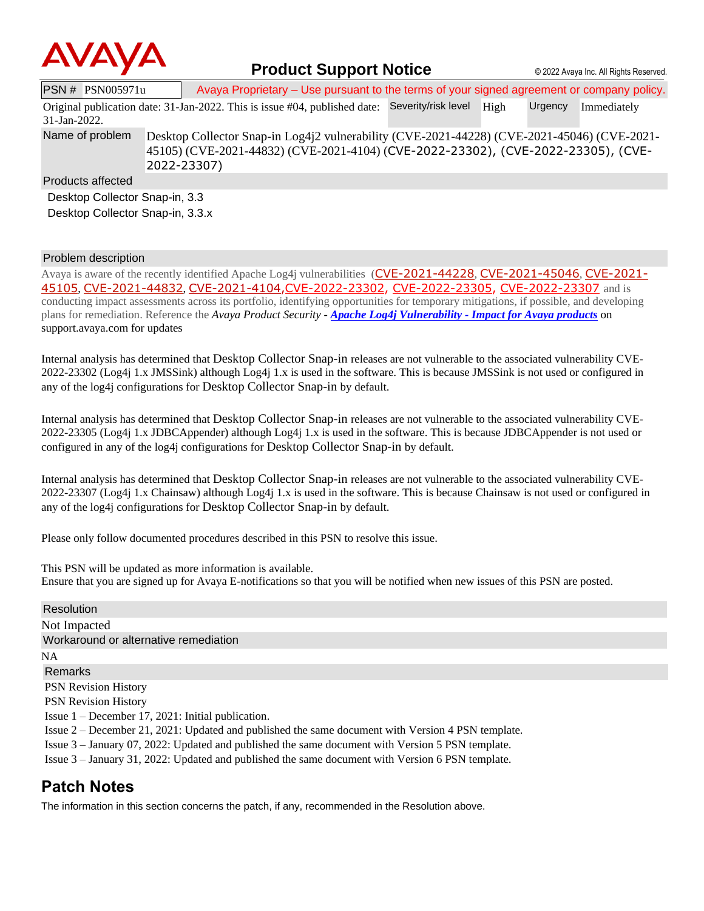AVAYA

# Product Support Notice

© 2022 Avaya Inc. All Rights Reserved.

| PSN # PSN005971u | Avaya Proprietary – Use pursuant to the terms of your signed agreement or company policy. | | | |
|---|---|---|---|---|
| Original publication date: 31-Jan-2022. This is issue #04, published date: 31-Jan-2022. | Severity/risk level | High | Urgency | Immediately |

| Name of problem | Desktop Collector Snap-in Log4j2 vulnerability (CVE-2021-44228) (CVE-2021-45046) (CVE-2021-45105) (CVE-2021-44832) (CVE-2021-4104) (CVE-2022-23302), (CVE-2022-23305), (CVE-2022-23307) |
|---|---|

## Products affected

Desktop Collector Snap-in, 3.3
Desktop Collector Snap-in, 3.3.x

## Problem description

Avaya is aware of the recently identified Apache Log4j vulnerabilities (CVE-2021-44228, CVE-2021-45046, CVE-2021-45105, CVE-2021-44832, CVE-2021-4104,CVE-2022-23302, CVE-2022-23305, CVE-2022-23307 and is conducting impact assessments across its portfolio, identifying opportunities for temporary mitigations, if possible, and developing plans for remediation. Reference the *Avaya Product Security - **Apache Log4j Vulnerability - Impact for Avaya products*** on support.avaya.com for updates

Internal analysis has determined that Desktop Collector Snap-in releases are not vulnerable to the associated vulnerability CVE-2022-23302 (Log4j 1.x JMSSink) although Log4j 1.x is used in the software. This is because JMSSink is not used or configured in any of the log4j configurations for Desktop Collector Snap-in by default.

Internal analysis has determined that Desktop Collector Snap-in releases are not vulnerable to the associated vulnerability CVE-2022-23305 (Log4j 1.x JDBCAppender) although Log4j 1.x is used in the software. This is because JDBCAppender is not used or configured in any of the log4j configurations for Desktop Collector Snap-in by default.

Internal analysis has determined that Desktop Collector Snap-in releases are not vulnerable to the associated vulnerability CVE-2022-23307 (Log4j 1.x Chainsaw) although Log4j 1.x is used in the software. This is because Chainsaw is not used or configured in any of the log4j configurations for Desktop Collector Snap-in by default.

Please only follow documented procedures described in this PSN to resolve this issue.

This PSN will be updated as more information is available.
Ensure that you are signed up for Avaya E-notifications so that you will be notified when new issues of this PSN are posted.

## Resolution

Not Impacted

## Workaround or alternative remediation

NA

## Remarks

PSN Revision History
PSN Revision History
Issue 1 – December 17, 2021: Initial publication.
Issue 2 – December 21, 2021: Updated and published the same document with Version 4 PSN template.
Issue 3 – January 07, 2022: Updated and published the same document with Version 5 PSN template.
Issue 3 – January 31, 2022: Updated and published the same document with Version 6 PSN template.

# Patch Notes

The information in this section concerns the patch, if any, recommended in the Resolution above.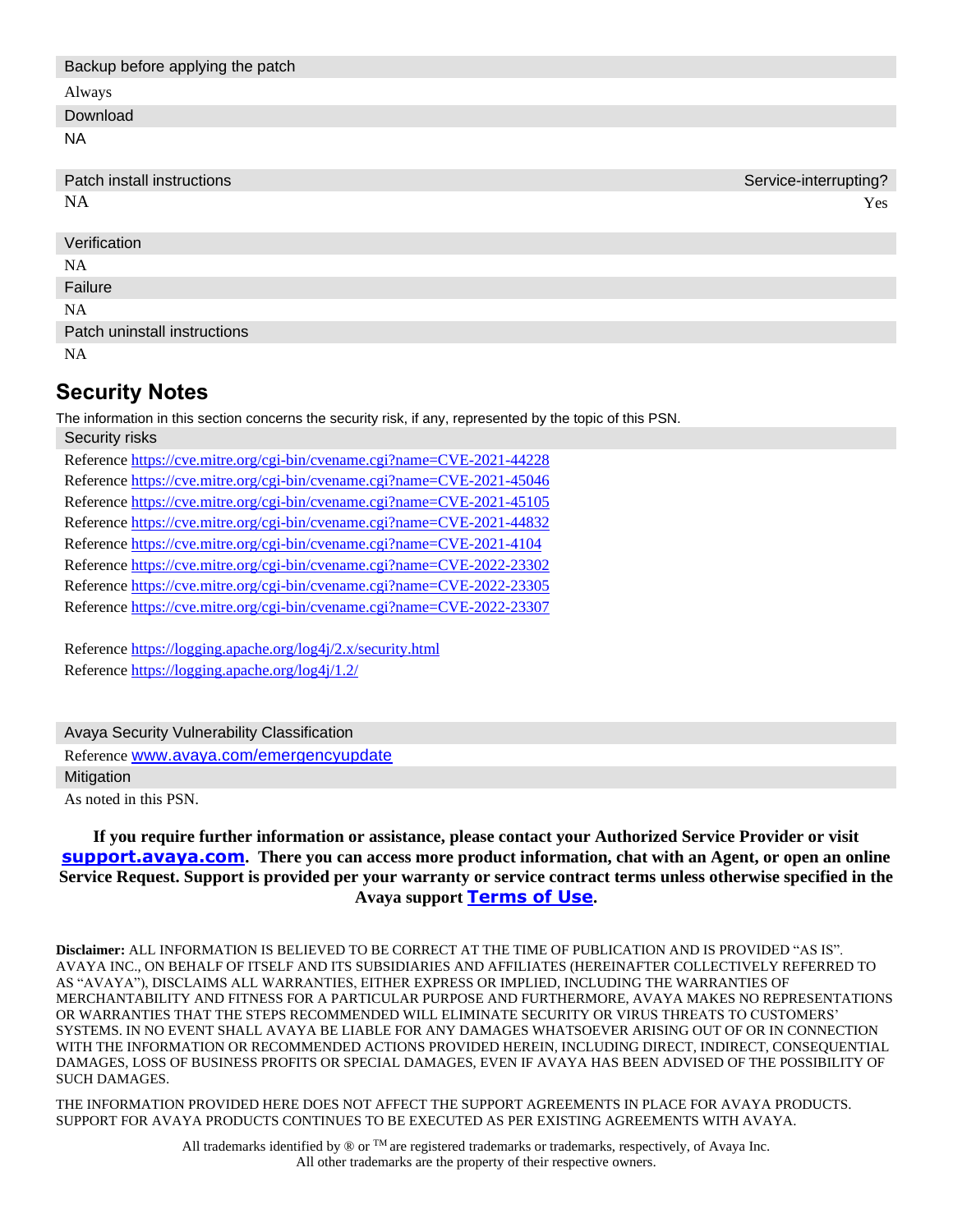**Backup before applying the patch**

Always

**Download**

NA

| Patch install instructions | Service-interrupting? |
|---|---|
| NA | Yes |

**Verification**

NA

**Failure**

NA

**Patch uninstall instructions**

NA

## Security Notes

The information in this section concerns the security risk, if any, represented by the topic of this PSN.

**Security risks**

Reference https://cve.mitre.org/cgi-bin/cvename.cgi?name=CVE-2021-44228
Reference https://cve.mitre.org/cgi-bin/cvename.cgi?name=CVE-2021-45046
Reference https://cve.mitre.org/cgi-bin/cvename.cgi?name=CVE-2021-45105
Reference https://cve.mitre.org/cgi-bin/cvename.cgi?name=CVE-2021-44832
Reference https://cve.mitre.org/cgi-bin/cvename.cgi?name=CVE-2021-4104
Reference https://cve.mitre.org/cgi-bin/cvename.cgi?name=CVE-2022-23302
Reference https://cve.mitre.org/cgi-bin/cvename.cgi?name=CVE-2022-23305
Reference https://cve.mitre.org/cgi-bin/cvename.cgi?name=CVE-2022-23307

Reference https://logging.apache.org/log4j/2.x/security.html
Reference https://logging.apache.org/log4j/1.2/

**Avaya Security Vulnerability Classification**

Reference www.avaya.com/emergencyupdate

**Mitigation**

As noted in this PSN.

**If you require further information or assistance, please contact your Authorized Service Provider or visit support.avaya.com. There you can access more product information, chat with an Agent, or open an online Service Request. Support is provided per your warranty or service contract terms unless otherwise specified in the Avaya support Terms of Use.**

**Disclaimer:** ALL INFORMATION IS BELIEVED TO BE CORRECT AT THE TIME OF PUBLICATION AND IS PROVIDED "AS IS". AVAYA INC., ON BEHALF OF ITSELF AND ITS SUBSIDIARIES AND AFFILIATES (HEREINAFTER COLLECTIVELY REFERRED TO AS "AVAYA"), DISCLAIMS ALL WARRANTIES, EITHER EXPRESS OR IMPLIED, INCLUDING THE WARRANTIES OF MERCHANTABILITY AND FITNESS FOR A PARTICULAR PURPOSE AND FURTHERMORE, AVAYA MAKES NO REPRESENTATIONS OR WARRANTIES THAT THE STEPS RECOMMENDED WILL ELIMINATE SECURITY OR VIRUS THREATS TO CUSTOMERS' SYSTEMS. IN NO EVENT SHALL AVAYA BE LIABLE FOR ANY DAMAGES WHATSOEVER ARISING OUT OF OR IN CONNECTION WITH THE INFORMATION OR RECOMMENDED ACTIONS PROVIDED HEREIN, INCLUDING DIRECT, INDIRECT, CONSEQUENTIAL DAMAGES, LOSS OF BUSINESS PROFITS OR SPECIAL DAMAGES, EVEN IF AVAYA HAS BEEN ADVISED OF THE POSSIBILITY OF SUCH DAMAGES.

THE INFORMATION PROVIDED HERE DOES NOT AFFECT THE SUPPORT AGREEMENTS IN PLACE FOR AVAYA PRODUCTS. SUPPORT FOR AVAYA PRODUCTS CONTINUES TO BE EXECUTED AS PER EXISTING AGREEMENTS WITH AVAYA.

All trademarks identified by ® or ™ are registered trademarks or trademarks, respectively, of Avaya Inc.
All other trademarks are the property of their respective owners.